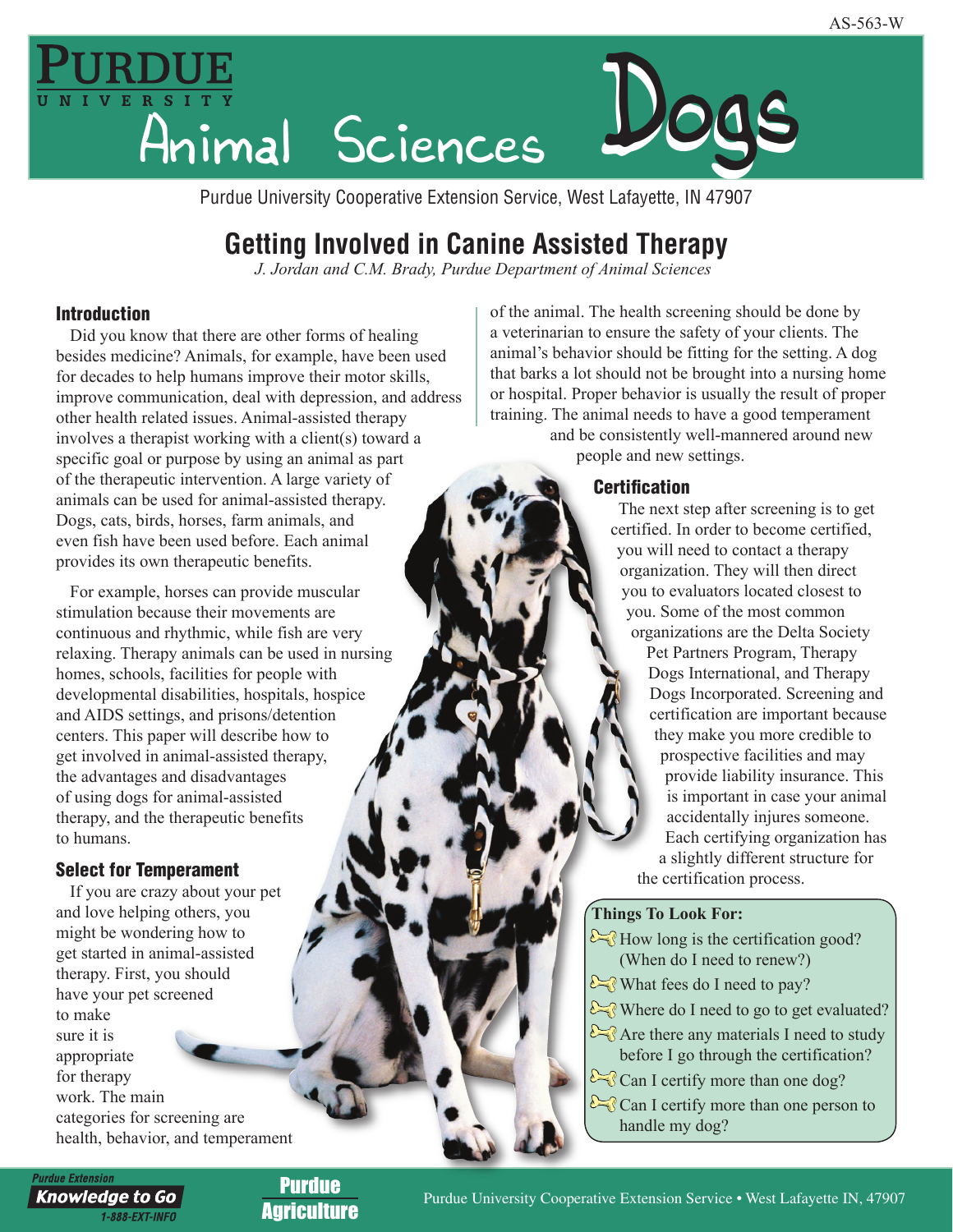AS-563-W

# Purdue University Animal Sciences Dogs

Purdue University Cooperative Extension Service, West Lafayette, IN 47907

## Getting Involved in Canine Assisted Therapy

*J. Jordan and C.M. Brady, Purdue Department of Animal Sciences*

### Introduction

Did you know that there are other forms of healing besides medicine? Animals, for example, have been used for decades to help humans improve their motor skills, improve communication, deal with depression, and address other health related issues. Animal-assisted therapy involves a therapist working with a client(s) toward a specific goal or purpose by using an animal as part of the therapeutic intervention. A large variety of animals can be used for animal-assisted therapy. Dogs, cats, birds, horses, farm animals, and even fish have been used before. Each animal provides its own therapeutic benefits.

For example, horses can provide muscular stimulation because their movements are continuous and rhythmic, while fish are very relaxing. Therapy animals can be used in nursing homes, schools, facilities for people with developmental disabilities, hospitals, hospice and AIDS settings, and prisons/detention centers. This paper will describe how to get involved in animal-assisted therapy, the advantages and disadvantages of using dogs for animal-assisted therapy, and the therapeutic benefits to humans.

### Select for Temperament

If you are crazy about your pet and love helping others, you might be wondering how to get started in animal-assisted therapy. First, you should have your pet screened to make sure it is appropriate for therapy work. The main categories for screening are health, behavior, and temperament of the animal. The health screening should be done by a veterinarian to ensure the safety of your clients. The animal's behavior should be fitting for the setting. A dog that barks a lot should not be brought into a nursing home or hospital. Proper behavior is usually the result of proper training. The animal needs to have a good temperament and be consistently well-mannered around new people and new settings.

### Certification

The next step after screening is to get certified. In order to become certified, you will need to contact a therapy organization. They will then direct you to evaluators located closest to you. Some of the most common organizations are the Delta Society Pet Partners Program, Therapy Dogs International, and Therapy Dogs Incorporated. Screening and certification are important because they make you more credible to prospective facilities and may provide liability insurance. This is important in case your animal accidentally injures someone. Each certifying organization has a slightly different structure for the certification process.

**Things To Look For:**

- How long is the certification good? (When do I need to renew?)
- What fees do I need to pay?
- Where do I need to go to get evaluated?
- Are there any materials I need to study before I go through the certification?
- Can I certify more than one dog?
- Can I certify more than one person to handle my dog?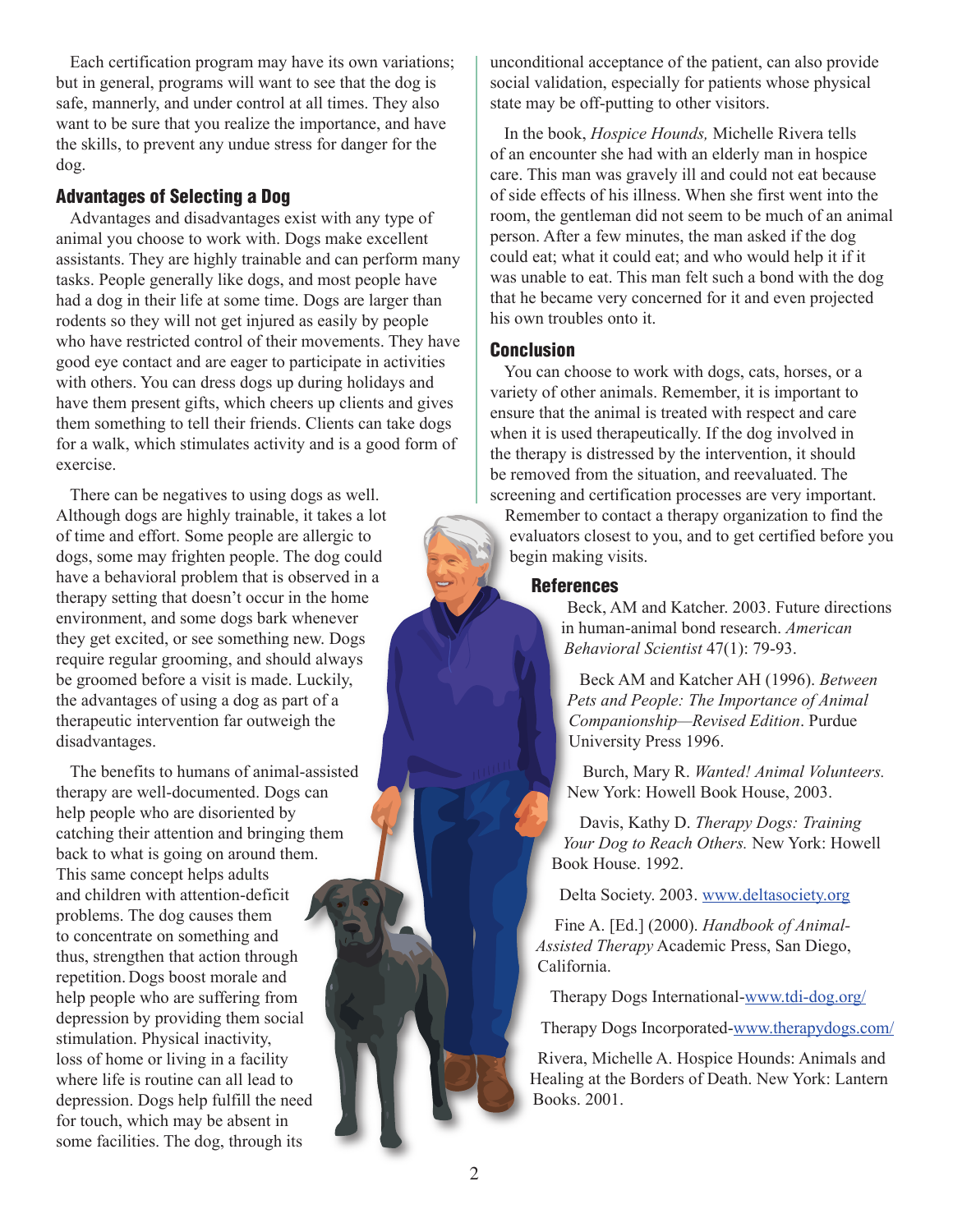Each certification program may have its own variations; but in general, programs will want to see that the dog is safe, mannerly, and under control at all times. They also want to be sure that you realize the importance, and have the skills, to prevent any undue stress for danger for the dog.

## Advantages of Selecting a Dog

Advantages and disadvantages exist with any type of animal you choose to work with. Dogs make excellent assistants. They are highly trainable and can perform many tasks. People generally like dogs, and most people have had a dog in their life at some time. Dogs are larger than rodents so they will not get injured as easily by people who have restricted control of their movements. They have good eye contact and are eager to participate in activities with others. You can dress dogs up during holidays and have them present gifts, which cheers up clients and gives them something to tell their friends. Clients can take dogs for a walk, which stimulates activity and is a good form of exercise.

There can be negatives to using dogs as well. Although dogs are highly trainable, it takes a lot of time and effort. Some people are allergic to dogs, some may frighten people. The dog could have a behavioral problem that is observed in a therapy setting that doesn't occur in the home environment, and some dogs bark whenever they get excited, or see something new. Dogs require regular grooming, and should always be groomed before a visit is made. Luckily, the advantages of using a dog as part of a therapeutic intervention far outweigh the disadvantages.

The benefits to humans of animal-assisted therapy are well-documented. Dogs can help people who are disoriented by catching their attention and bringing them back to what is going on around them. This same concept helps adults and children with attention-deficit problems. The dog causes them to concentrate on something and thus, strengthen that action through repetition. Dogs boost morale and help people who are suffering from depression by providing them social stimulation. Physical inactivity, loss of home or living in a facility where life is routine can all lead to depression. Dogs help fulfill the need for touch, which may be absent in some facilities. The dog, through its unconditional acceptance of the patient, can also provide social validation, especially for patients whose physical state may be off-putting to other visitors.

In the book, *Hospice Hounds,* Michelle Rivera tells of an encounter she had with an elderly man in hospice care. This man was gravely ill and could not eat because of side effects of his illness. When she first went into the room, the gentleman did not seem to be much of an animal person. After a few minutes, the man asked if the dog could eat; what it could eat; and who would help it if it was unable to eat. This man felt such a bond with the dog that he became very concerned for it and even projected his own troubles onto it.

## Conclusion

You can choose to work with dogs, cats, horses, or a variety of other animals. Remember, it is important to ensure that the animal is treated with respect and care when it is used therapeutically. If the dog involved in the therapy is distressed by the intervention, it should be removed from the situation, and reevaluated. The screening and certification processes are very important. Remember to contact a therapy organization to find the evaluators closest to you, and to get certified before you begin making visits.

## References

Beck, AM and Katcher. 2003. Future directions in human-animal bond research. *American Behavioral Scientist* 47(1): 79-93.

Beck AM and Katcher AH (1996). *Between Pets and People: The Importance of Animal Companionship—Revised Edition*. Purdue University Press 1996.

Burch, Mary R. *Wanted! Animal Volunteers.* New York: Howell Book House, 2003.

Davis, Kathy D. *Therapy Dogs: Training Your Dog to Reach Others.* New York: Howell Book House. 1992.

Delta Society. 2003. www.deltasociety.org

Fine A. [Ed.] (2000). *Handbook of Animal-Assisted Therapy* Academic Press, San Diego, California.

Therapy Dogs International-www.tdi-dog.org/

Therapy Dogs Incorporated-www.therapydogs.com/

Rivera, Michelle A. Hospice Hounds: Animals and Healing at the Borders of Death. New York: Lantern Books. 2001.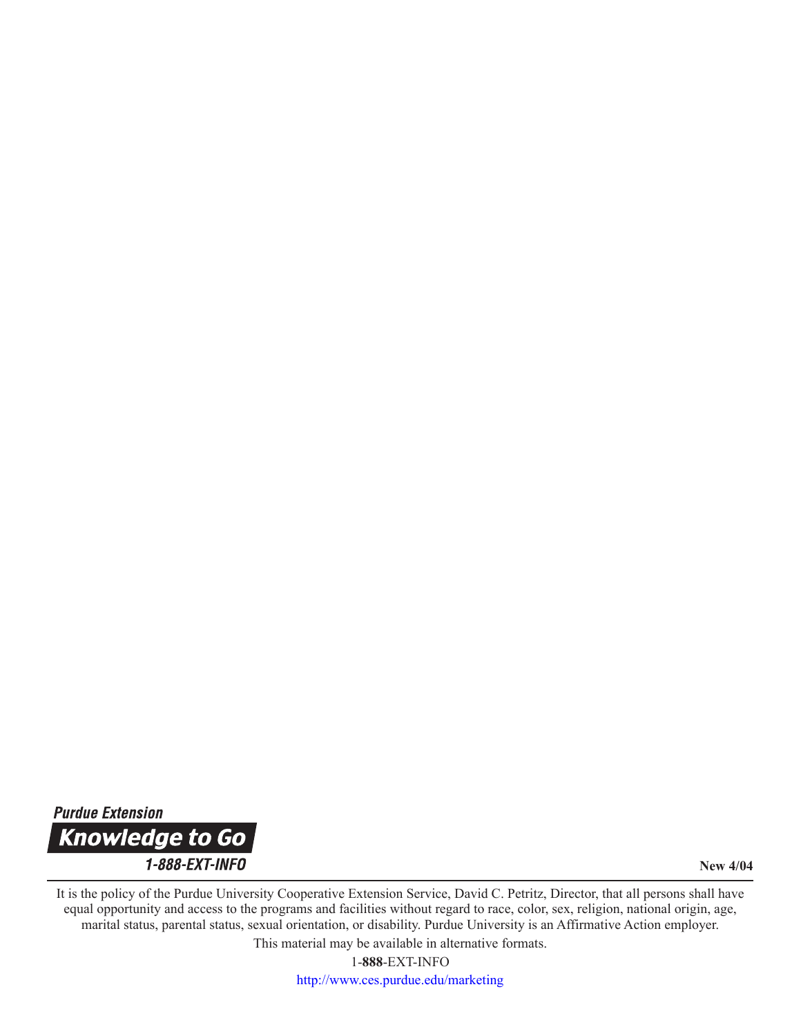Purdue Extension

**Knowledge to Go**

1-888-EXT-INFO

**New 4/04**

It is the policy of the Purdue University Cooperative Extension Service, David C. Petritz, Director, that all persons shall have equal opportunity and access to the programs and facilities without regard to race, color, sex, religion, national origin, age, marital status, parental status, sexual orientation, or disability. Purdue University is an Affirmative Action employer.

This material may be available in alternative formats.

1-**888**-EXT-INFO

http://www.ces.purdue.edu/marketing